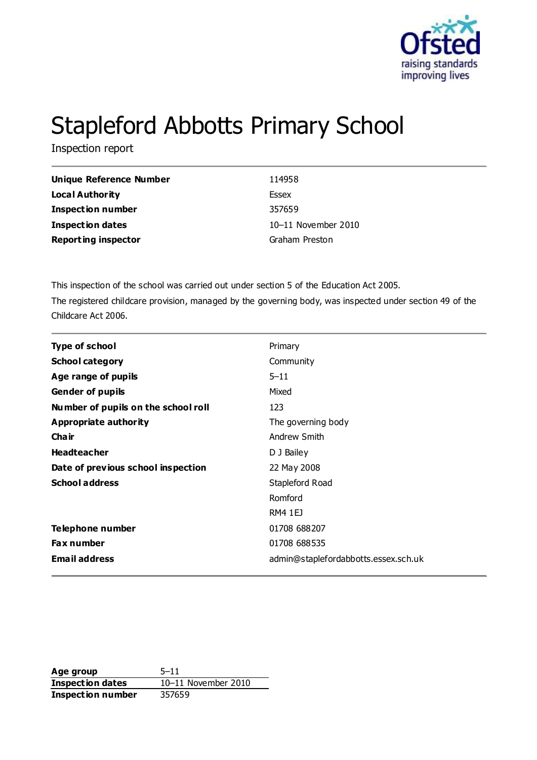# Stapleford Abbotts Primary School

Inspection report

| | |
|---|---|
| **Unique Reference Number** | 114958 |
| **Local Authority** | Essex |
| **Inspection number** | 357659 |
| **Inspection dates** | 10–11 November 2010 |
| **Reporting inspector** | Graham Preston |

This inspection of the school was carried out under section 5 of the Education Act 2005.

The registered childcare provision, managed by the governing body, was inspected under section 49 of the Childcare Act 2006.

| | |
|---|---|
| **Type of school** | Primary |
| **School category** | Community |
| **Age range of pupils** | 5–11 |
| **Gender of pupils** | Mixed |
| **Number of pupils on the school roll** | 123 |
| **Appropriate authority** | The governing body |
| **Chair** | Andrew Smith |
| **Headteacher** | D J Bailey |
| **Date of previous school inspection** | 22 May 2008 |
| **School address** | Stapleford Road<br>Romford<br>RM4 1EJ |
| **Telephone number** | 01708 688207 |
| **Fax number** | 01708 688535 |
| **Email address** | admin@staplefordabbotts.essex.sch.uk |

| | |
|---|---|
| **Age group** | 5–11 |
| **Inspection dates** | 10–11 November 2010 |
| **Inspection number** | 357659 |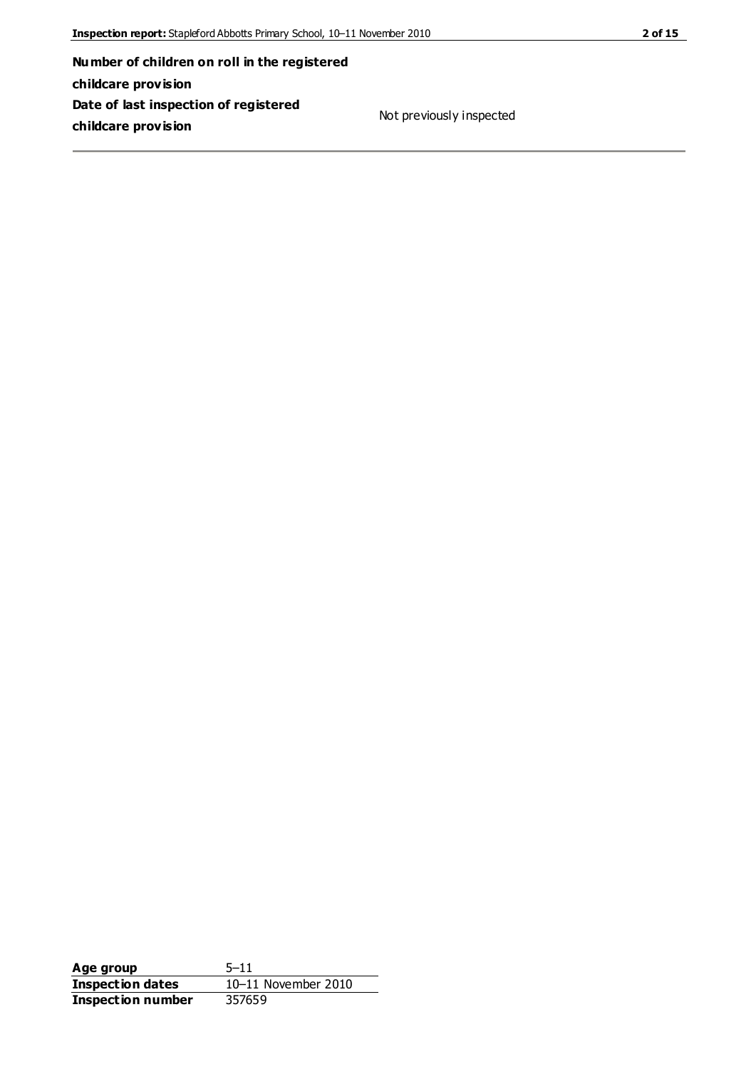| | |
|---|---|
| **Number of children on roll in the registered childcare provision** | |
| **Date of last inspection of registered childcare provision** | Not previously inspected |

| | |
|---|---|
| **Age group** | 5–11 |
| **Inspection dates** | 10–11 November 2010 |
| **Inspection number** | 357659 |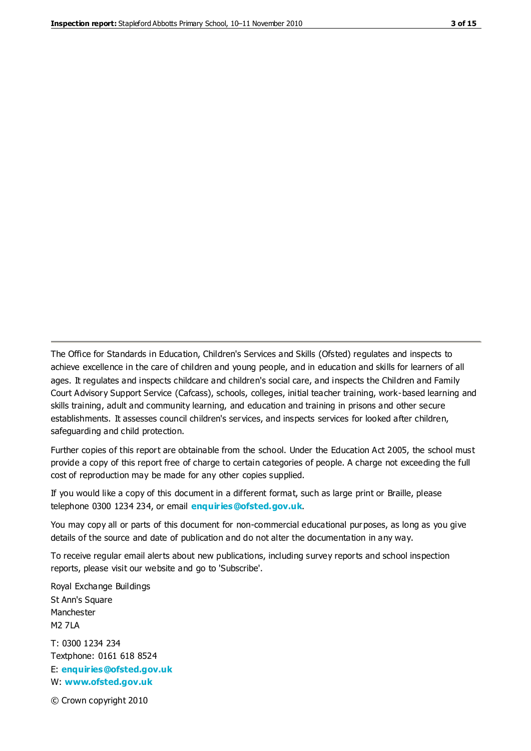The Office for Standards in Education, Children's Services and Skills (Ofsted) regulates and inspects to achieve excellence in the care of children and young people, and in education and skills for learners of all ages. It regulates and inspects childcare and children's social care, and inspects the Children and Family Court Advisory Support Service (Cafcass), schools, colleges, initial teacher training, work-based learning and skills training, adult and community learning, and education and training in prisons and other secure establishments. It assesses council children's services, and inspects services for looked after children, safeguarding and child protection.

Further copies of this report are obtainable from the school. Under the Education Act 2005, the school must provide a copy of this report free of charge to certain categories of people. A charge not exceeding the full cost of reproduction may be made for any other copies supplied.

If you would like a copy of this document in a different format, such as large print or Braille, please telephone 0300 1234 234, or email **enquiries@ofsted.gov.uk**.

You may copy all or parts of this document for non-commercial educational purposes, as long as you give details of the source and date of publication and do not alter the documentation in any way.

To receive regular email alerts about new publications, including survey reports and school inspection reports, please visit our website and go to 'Subscribe'.

Royal Exchange Buildings
St Ann's Square
Manchester
M2 7LA

T: 0300 1234 234
Textphone: 0161 618 8524
E: **enquiries@ofsted.gov.uk**
W: **www.ofsted.gov.uk**

© Crown copyright 2010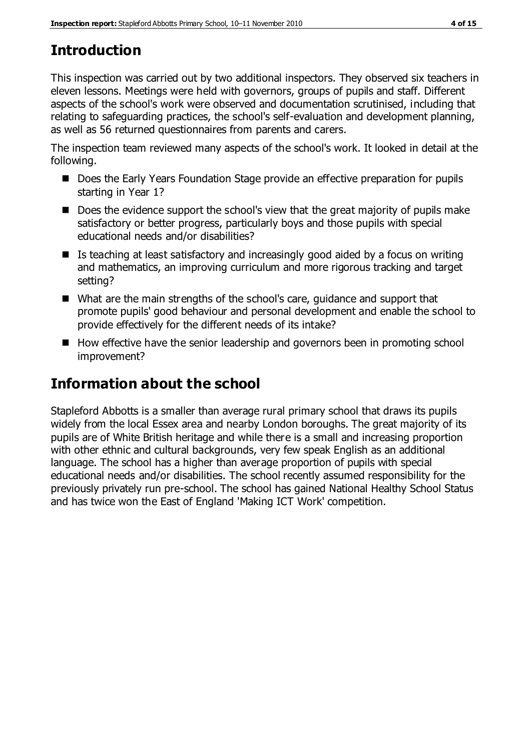## Introduction

This inspection was carried out by two additional inspectors. They observed six teachers in eleven lessons. Meetings were held with governors, groups of pupils and staff. Different aspects of the school's work were observed and documentation scrutinised, including that relating to safeguarding practices, the school's self-evaluation and development planning, as well as 56 returned questionnaires from parents and carers.

The inspection team reviewed many aspects of the school's work. It looked in detail at the following.

- Does the Early Years Foundation Stage provide an effective preparation for pupils starting in Year 1?
- Does the evidence support the school's view that the great majority of pupils make satisfactory or better progress, particularly boys and those pupils with special educational needs and/or disabilities?
- Is teaching at least satisfactory and increasingly good aided by a focus on writing and mathematics, an improving curriculum and more rigorous tracking and target setting?
- What are the main strengths of the school's care, guidance and support that promote pupils' good behaviour and personal development and enable the school to provide effectively for the different needs of its intake?
- How effective have the senior leadership and governors been in promoting school improvement?

## Information about the school

Stapleford Abbotts is a smaller than average rural primary school that draws its pupils widely from the local Essex area and nearby London boroughs. The great majority of its pupils are of White British heritage and while there is a small and increasing proportion with other ethnic and cultural backgrounds, very few speak English as an additional language. The school has a higher than average proportion of pupils with special educational needs and/or disabilities. The school recently assumed responsibility for the previously privately run pre-school. The school has gained National Healthy School Status and has twice won the East of England 'Making ICT Work' competition.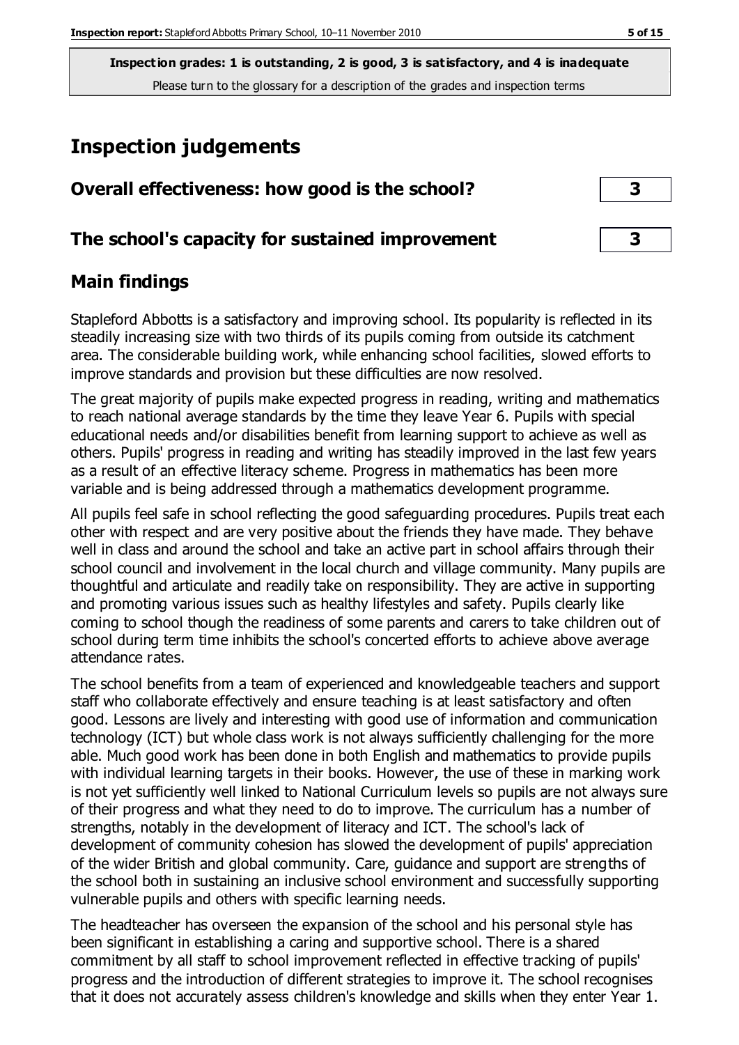**Inspection grades: 1 is outstanding, 2 is good, 3 is satisfactory, and 4 is inadequate**

Please turn to the glossary for a description of the grades and inspection terms

# Inspection judgements

| | |
|---|---|
| **Overall effectiveness: how good is the school?** | **3** |
| **The school's capacity for sustained improvement** | **3** |

## Main findings

Stapleford Abbotts is a satisfactory and improving school. Its popularity is reflected in its steadily increasing size with two thirds of its pupils coming from outside its catchment area. The considerable building work, while enhancing school facilities, slowed efforts to improve standards and provision but these difficulties are now resolved.

The great majority of pupils make expected progress in reading, writing and mathematics to reach national average standards by the time they leave Year 6. Pupils with special educational needs and/or disabilities benefit from learning support to achieve as well as others. Pupils' progress in reading and writing has steadily improved in the last few years as a result of an effective literacy scheme. Progress in mathematics has been more variable and is being addressed through a mathematics development programme.

All pupils feel safe in school reflecting the good safeguarding procedures. Pupils treat each other with respect and are very positive about the friends they have made. They behave well in class and around the school and take an active part in school affairs through their school council and involvement in the local church and village community. Many pupils are thoughtful and articulate and readily take on responsibility. They are active in supporting and promoting various issues such as healthy lifestyles and safety. Pupils clearly like coming to school though the readiness of some parents and carers to take children out of school during term time inhibits the school's concerted efforts to achieve above average attendance rates.

The school benefits from a team of experienced and knowledgeable teachers and support staff who collaborate effectively and ensure teaching is at least satisfactory and often good. Lessons are lively and interesting with good use of information and communication technology (ICT) but whole class work is not always sufficiently challenging for the more able. Much good work has been done in both English and mathematics to provide pupils with individual learning targets in their books. However, the use of these in marking work is not yet sufficiently well linked to National Curriculum levels so pupils are not always sure of their progress and what they need to do to improve. The curriculum has a number of strengths, notably in the development of literacy and ICT. The school's lack of development of community cohesion has slowed the development of pupils' appreciation of the wider British and global community. Care, guidance and support are strengths of the school both in sustaining an inclusive school environment and successfully supporting vulnerable pupils and others with specific learning needs.

The headteacher has overseen the expansion of the school and his personal style has been significant in establishing a caring and supportive school. There is a shared commitment by all staff to school improvement reflected in effective tracking of pupils' progress and the introduction of different strategies to improve it. The school recognises that it does not accurately assess children's knowledge and skills when they enter Year 1.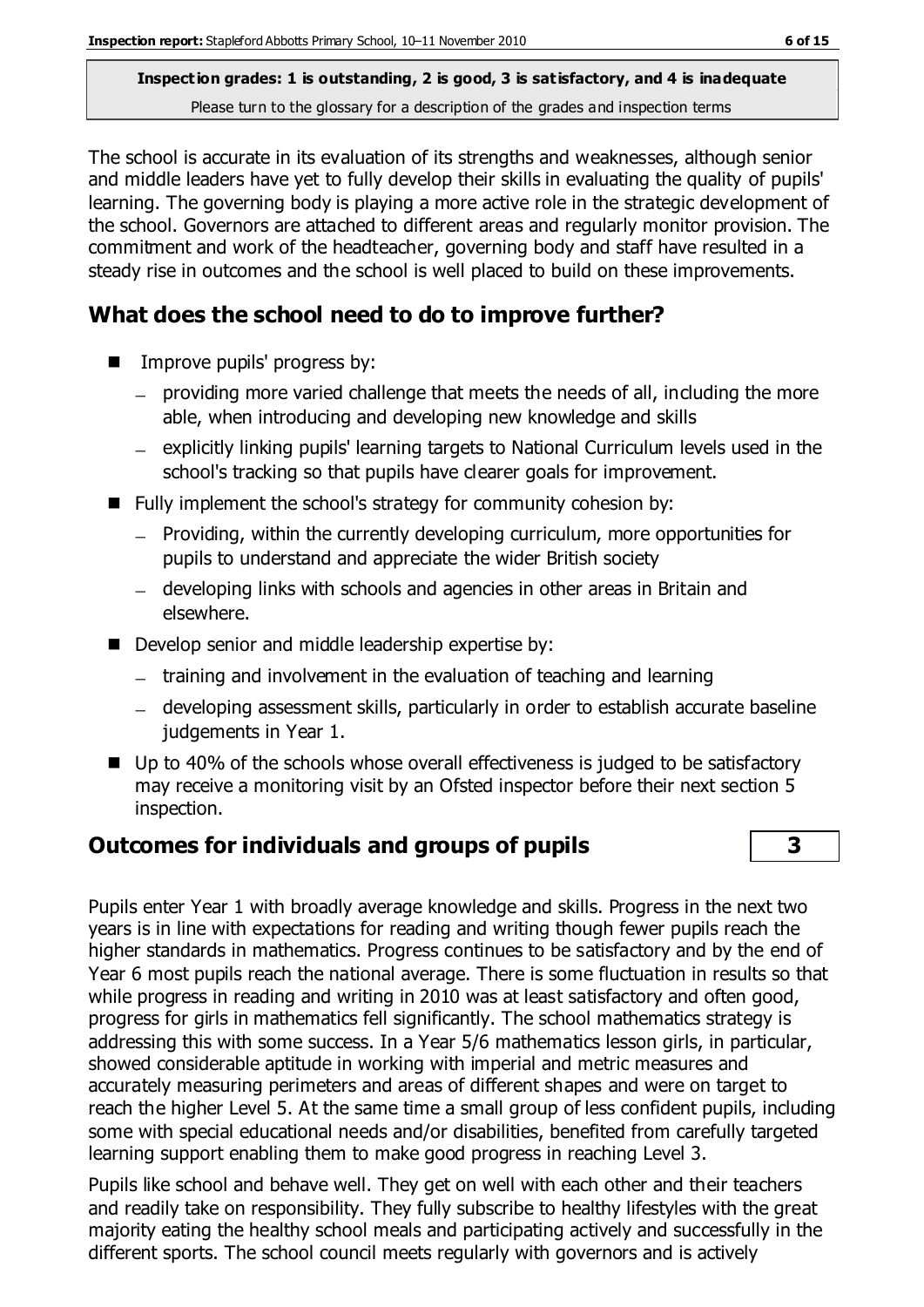**Inspection grades: 1 is outstanding, 2 is good, 3 is satisfactory, and 4 is inadequate**
Please turn to the glossary for a description of the grades and inspection terms

The school is accurate in its evaluation of its strengths and weaknesses, although senior and middle leaders have yet to fully develop their skills in evaluating the quality of pupils' learning. The governing body is playing a more active role in the strategic development of the school. Governors are attached to different areas and regularly monitor provision. The commitment and work of the headteacher, governing body and staff have resulted in a steady rise in outcomes and the school is well placed to build on these improvements.

## What does the school need to do to improve further?

- Improve pupils' progress by:
  - providing more varied challenge that meets the needs of all, including the more able, when introducing and developing new knowledge and skills
  - explicitly linking pupils' learning targets to National Curriculum levels used in the school's tracking so that pupils have clearer goals for improvement.
- Fully implement the school's strategy for community cohesion by:
  - Providing, within the currently developing curriculum, more opportunities for pupils to understand and appreciate the wider British society
  - developing links with schools and agencies in other areas in Britain and elsewhere.
- Develop senior and middle leadership expertise by:
  - training and involvement in the evaluation of teaching and learning
  - developing assessment skills, particularly in order to establish accurate baseline judgements in Year 1.
- Up to 40% of the schools whose overall effectiveness is judged to be satisfactory may receive a monitoring visit by an Ofsted inspector before their next section 5 inspection.

## Outcomes for individuals and groups of pupils — 3

Pupils enter Year 1 with broadly average knowledge and skills. Progress in the next two years is in line with expectations for reading and writing though fewer pupils reach the higher standards in mathematics. Progress continues to be satisfactory and by the end of Year 6 most pupils reach the national average. There is some fluctuation in results so that while progress in reading and writing in 2010 was at least satisfactory and often good, progress for girls in mathematics fell significantly. The school mathematics strategy is addressing this with some success. In a Year 5/6 mathematics lesson girls, in particular, showed considerable aptitude in working with imperial and metric measures and accurately measuring perimeters and areas of different shapes and were on target to reach the higher Level 5. At the same time a small group of less confident pupils, including some with special educational needs and/or disabilities, benefited from carefully targeted learning support enabling them to make good progress in reaching Level 3.

Pupils like school and behave well. They get on well with each other and their teachers and readily take on responsibility. They fully subscribe to healthy lifestyles with the great majority eating the healthy school meals and participating actively and successfully in the different sports. The school council meets regularly with governors and is actively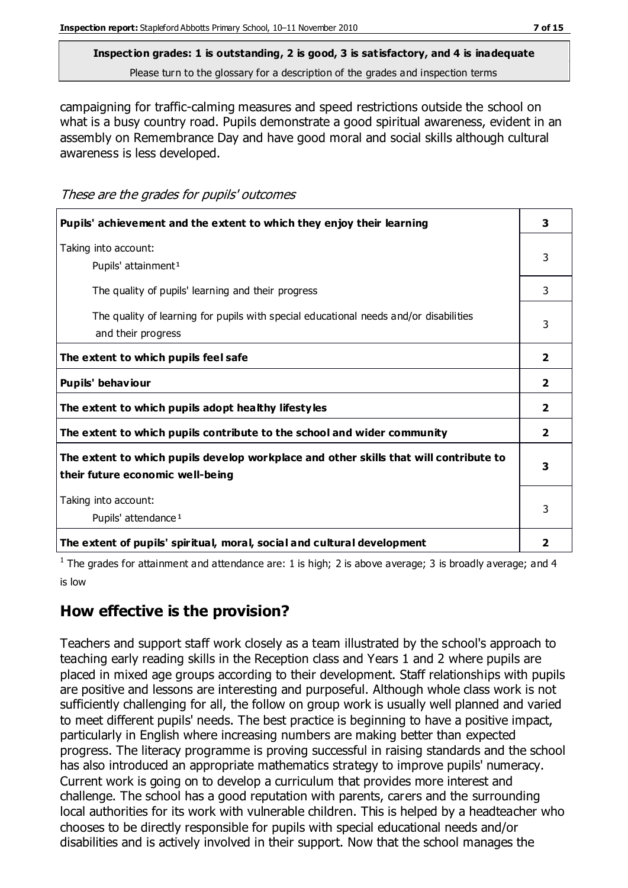**Inspection grades: 1 is outstanding, 2 is good, 3 is satisfactory, and 4 is inadequate**
Please turn to the glossary for a description of the grades and inspection terms

campaigning for traffic-calming measures and speed restrictions outside the school on what is a busy country road. Pupils demonstrate a good spiritual awareness, evident in an assembly on Remembrance Day and have good moral and social skills although cultural awareness is less developed.

*These are the grades for pupils' outcomes*

| | |
|---|---|
| **Pupils' achievement and the extent to which they enjoy their learning** | **3** |
| Taking into account:<br>Pupils' attainment[1] | 3 |
| The quality of pupils' learning and their progress | 3 |
| The quality of learning for pupils with special educational needs and/or disabilities and their progress | 3 |
| **The extent to which pupils feel safe** | **2** |
| **Pupils' behaviour** | **2** |
| **The extent to which pupils adopt healthy lifestyles** | **2** |
| **The extent to which pupils contribute to the school and wider community** | **2** |
| **The extent to which pupils develop workplace and other skills that will contribute to their future economic well-being** | **3** |
| Taking into account:<br>Pupils' attendance[1] | 3 |
| **The extent of pupils' spiritual, moral, social and cultural development** | **2** |

[1] The grades for attainment and attendance are: 1 is high; 2 is above average; 3 is broadly average; and 4 is low

## How effective is the provision?

Teachers and support staff work closely as a team illustrated by the school's approach to teaching early reading skills in the Reception class and Years 1 and 2 where pupils are placed in mixed age groups according to their development. Staff relationships with pupils are positive and lessons are interesting and purposeful. Although whole class work is not sufficiently challenging for all, the follow on group work is usually well planned and varied to meet different pupils' needs. The best practice is beginning to have a positive impact, particularly in English where increasing numbers are making better than expected progress. The literacy programme is proving successful in raising standards and the school has also introduced an appropriate mathematics strategy to improve pupils' numeracy. Current work is going on to develop a curriculum that provides more interest and challenge. The school has a good reputation with parents, carers and the surrounding local authorities for its work with vulnerable children. This is helped by a headteacher who chooses to be directly responsible for pupils with special educational needs and/or disabilities and is actively involved in their support. Now that the school manages the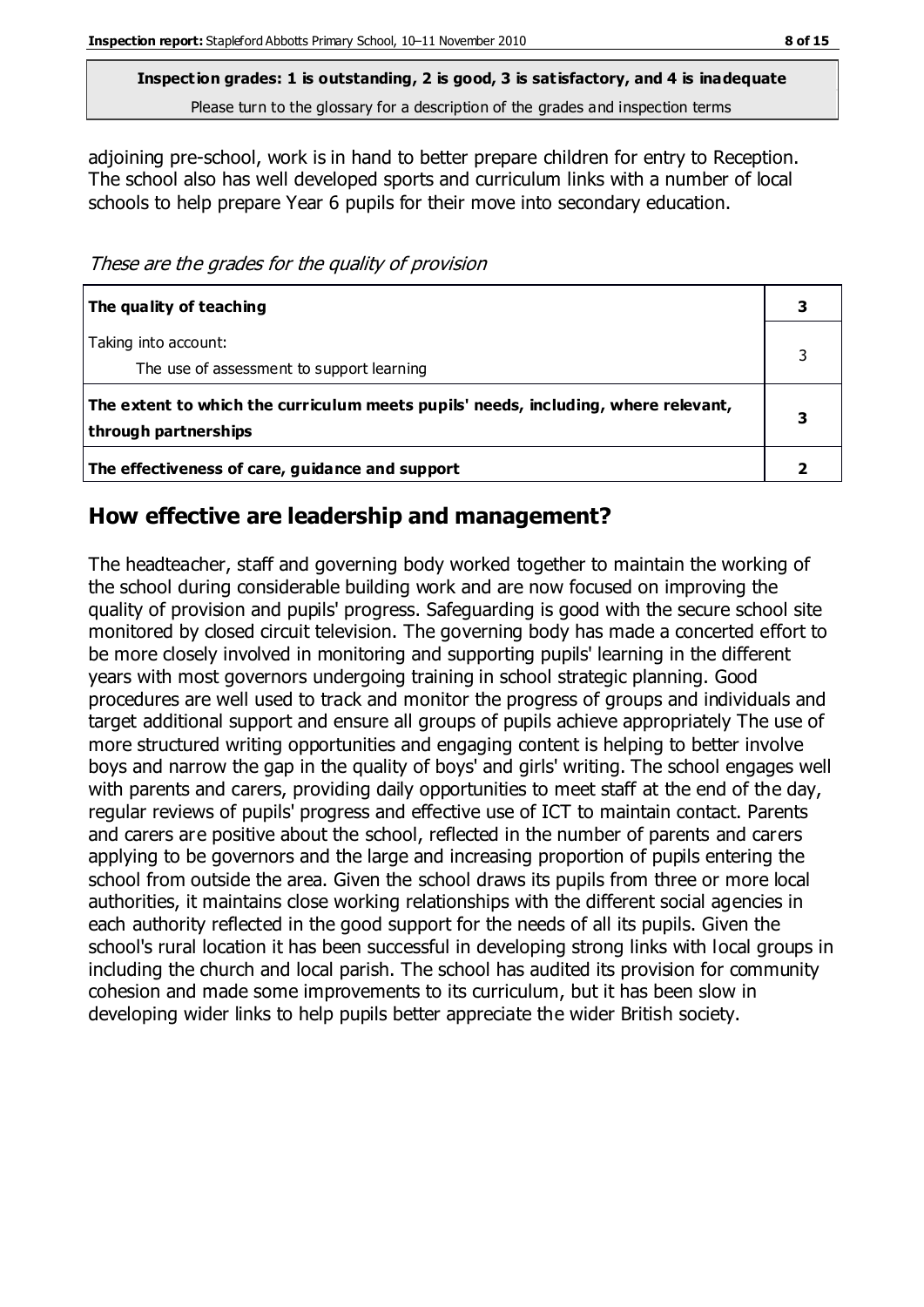**Inspection grades: 1 is outstanding, 2 is good, 3 is satisfactory, and 4 is inadequate**
Please turn to the glossary for a description of the grades and inspection terms

adjoining pre-school, work is in hand to better prepare children for entry to Reception. The school also has well developed sports and curriculum links with a number of local schools to help prepare Year 6 pupils for their move into secondary education.

*These are the grades for the quality of provision*

| | |
|---|---|
| **The quality of teaching** | **3** |
| Taking into account:<br>The use of assessment to support learning | 3 |
| **The extent to which the curriculum meets pupils' needs, including, where relevant, through partnerships** | **3** |
| **The effectiveness of care, guidance and support** | **2** |

## How effective are leadership and management?

The headteacher, staff and governing body worked together to maintain the working of the school during considerable building work and are now focused on improving the quality of provision and pupils' progress. Safeguarding is good with the secure school site monitored by closed circuit television. The governing body has made a concerted effort to be more closely involved in monitoring and supporting pupils' learning in the different years with most governors undergoing training in school strategic planning. Good procedures are well used to track and monitor the progress of groups and individuals and target additional support and ensure all groups of pupils achieve appropriately The use of more structured writing opportunities and engaging content is helping to better involve boys and narrow the gap in the quality of boys' and girls' writing. The school engages well with parents and carers, providing daily opportunities to meet staff at the end of the day, regular reviews of pupils' progress and effective use of ICT to maintain contact. Parents and carers are positive about the school, reflected in the number of parents and carers applying to be governors and the large and increasing proportion of pupils entering the school from outside the area. Given the school draws its pupils from three or more local authorities, it maintains close working relationships with the different social agencies in each authority reflected in the good support for the needs of all its pupils. Given the school's rural location it has been successful in developing strong links with local groups in including the church and local parish. The school has audited its provision for community cohesion and made some improvements to its curriculum, but it has been slow in developing wider links to help pupils better appreciate the wider British society.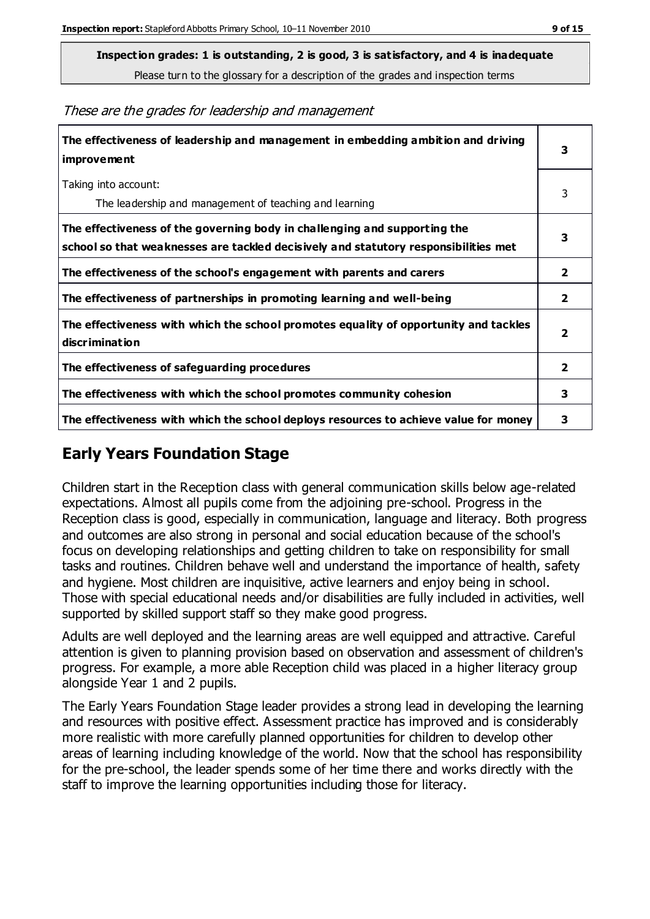**Inspection grades: 1 is outstanding, 2 is good, 3 is satisfactory, and 4 is inadequate**

Please turn to the glossary for a description of the grades and inspection terms

*These are the grades for leadership and management*

| | |
|---|---|
| **The effectiveness of leadership and management in embedding ambition and driving improvement** | **3** |
| Taking into account:<br>The leadership and management of teaching and learning | 3 |
| **The effectiveness of the governing body in challenging and supporting the school so that weaknesses are tackled decisively and statutory responsibilities met** | **3** |
| **The effectiveness of the school's engagement with parents and carers** | **2** |
| **The effectiveness of partnerships in promoting learning and well-being** | **2** |
| **The effectiveness with which the school promotes equality of opportunity and tackles discrimination** | **2** |
| **The effectiveness of safeguarding procedures** | **2** |
| **The effectiveness with which the school promotes community cohesion** | **3** |
| **The effectiveness with which the school deploys resources to achieve value for money** | **3** |

## Early Years Foundation Stage

Children start in the Reception class with general communication skills below age-related expectations. Almost all pupils come from the adjoining pre-school. Progress in the Reception class is good, especially in communication, language and literacy. Both progress and outcomes are also strong in personal and social education because of the school's focus on developing relationships and getting children to take on responsibility for small tasks and routines. Children behave well and understand the importance of health, safety and hygiene. Most children are inquisitive, active learners and enjoy being in school. Those with special educational needs and/or disabilities are fully included in activities, well supported by skilled support staff so they make good progress.

Adults are well deployed and the learning areas are well equipped and attractive. Careful attention is given to planning provision based on observation and assessment of children's progress. For example, a more able Reception child was placed in a higher literacy group alongside Year 1 and 2 pupils.

The Early Years Foundation Stage leader provides a strong lead in developing the learning and resources with positive effect. Assessment practice has improved and is considerably more realistic with more carefully planned opportunities for children to develop other areas of learning including knowledge of the world. Now that the school has responsibility for the pre-school, the leader spends some of her time there and works directly with the staff to improve the learning opportunities including those for literacy.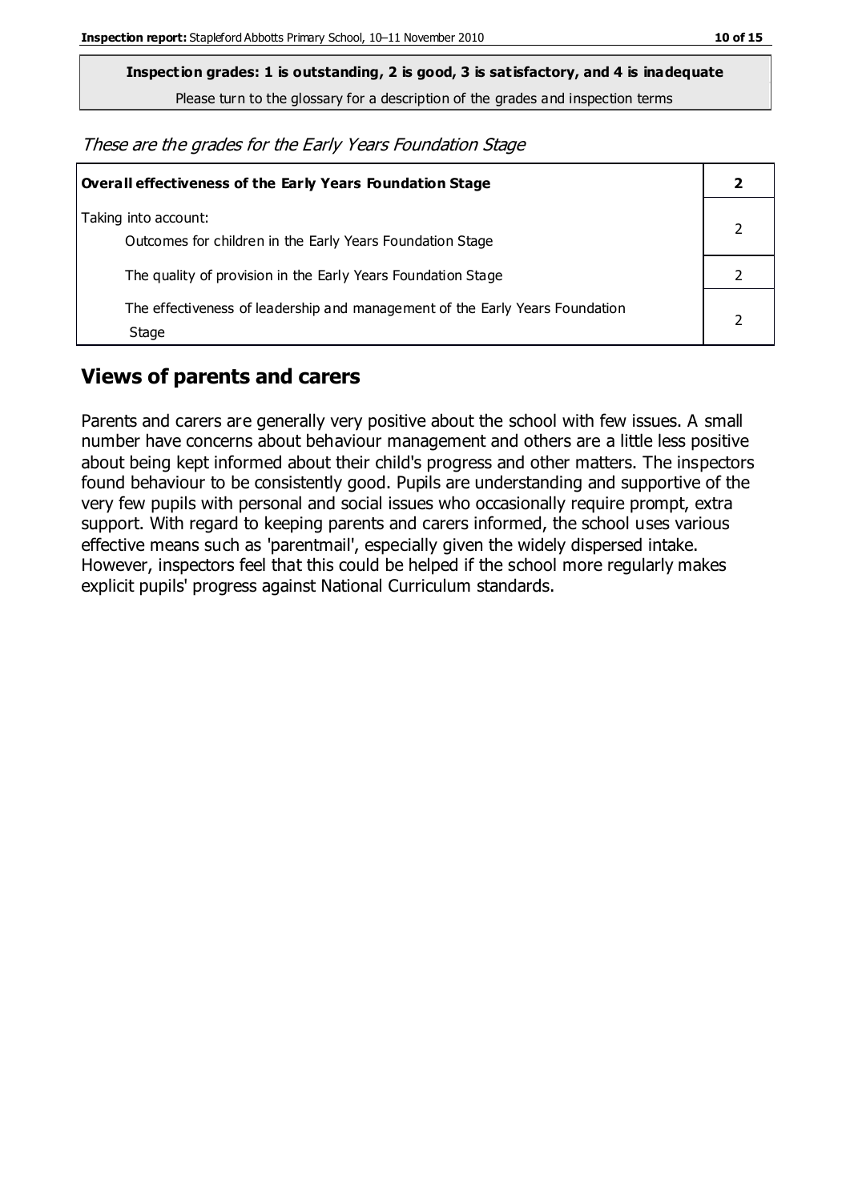**Inspection grades: 1 is outstanding, 2 is good, 3 is satisfactory, and 4 is inadequate**

Please turn to the glossary for a description of the grades and inspection terms

*These are the grades for the Early Years Foundation Stage*

| | |
|---|---|
| **Overall effectiveness of the Early Years Foundation Stage** | **2** |
| Taking into account: Outcomes for children in the Early Years Foundation Stage | 2 |
| The quality of provision in the Early Years Foundation Stage | 2 |
| The effectiveness of leadership and management of the Early Years Foundation Stage | 2 |

## Views of parents and carers

Parents and carers are generally very positive about the school with few issues. A small number have concerns about behaviour management and others are a little less positive about being kept informed about their child's progress and other matters. The inspectors found behaviour to be consistently good. Pupils are understanding and supportive of the very few pupils with personal and social issues who occasionally require prompt, extra support. With regard to keeping parents and carers informed, the school uses various effective means such as 'parentmail', especially given the widely dispersed intake. However, inspectors feel that this could be helped if the school more regularly makes explicit pupils' progress against National Curriculum standards.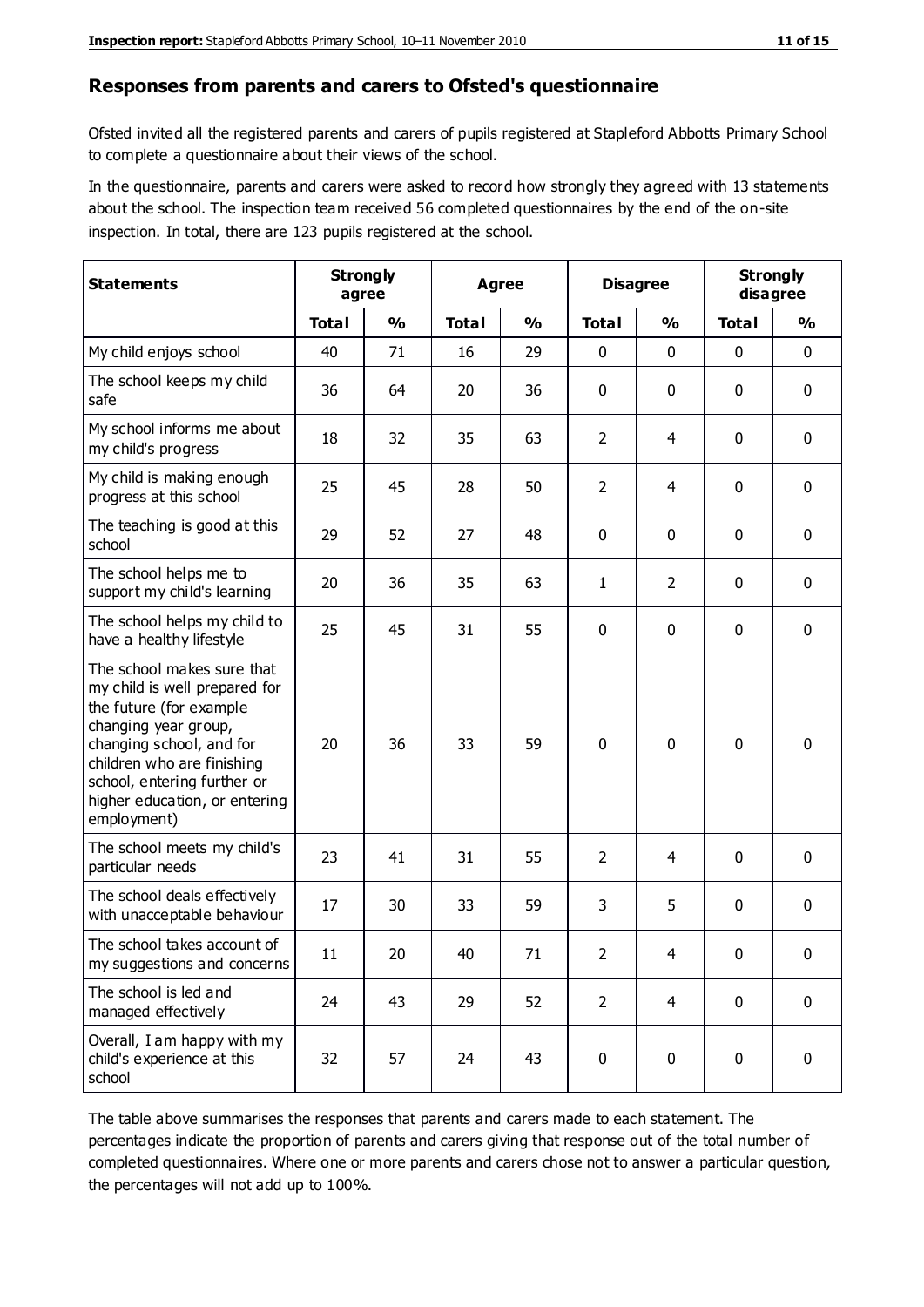## Responses from parents and carers to Ofsted's questionnaire

Ofsted invited all the registered parents and carers of pupils registered at Stapleford Abbotts Primary School to complete a questionnaire about their views of the school.

In the questionnaire, parents and carers were asked to record how strongly they agreed with 13 statements about the school. The inspection team received 56 completed questionnaires by the end of the on-site inspection. In total, there are 123 pupils registered at the school.

| Statements | Strongly agree | | Agree | | Disagree | | Strongly disagree | |
|---|---|---|---|---|---|---|---|---|
| | Total | % | Total | % | Total | % | Total | % |
| My child enjoys school | 40 | 71 | 16 | 29 | 0 | 0 | 0 | 0 |
| The school keeps my child safe | 36 | 64 | 20 | 36 | 0 | 0 | 0 | 0 |
| My school informs me about my child's progress | 18 | 32 | 35 | 63 | 2 | 4 | 0 | 0 |
| My child is making enough progress at this school | 25 | 45 | 28 | 50 | 2 | 4 | 0 | 0 |
| The teaching is good at this school | 29 | 52 | 27 | 48 | 0 | 0 | 0 | 0 |
| The school helps me to support my child's learning | 20 | 36 | 35 | 63 | 1 | 2 | 0 | 0 |
| The school helps my child to have a healthy lifestyle | 25 | 45 | 31 | 55 | 0 | 0 | 0 | 0 |
| The school makes sure that my child is well prepared for the future (for example changing year group, changing school, and for children who are finishing school, entering further or higher education, or entering employment) | 20 | 36 | 33 | 59 | 0 | 0 | 0 | 0 |
| The school meets my child's particular needs | 23 | 41 | 31 | 55 | 2 | 4 | 0 | 0 |
| The school deals effectively with unacceptable behaviour | 17 | 30 | 33 | 59 | 3 | 5 | 0 | 0 |
| The school takes account of my suggestions and concerns | 11 | 20 | 40 | 71 | 2 | 4 | 0 | 0 |
| The school is led and managed effectively | 24 | 43 | 29 | 52 | 2 | 4 | 0 | 0 |
| Overall, I am happy with my child's experience at this school | 32 | 57 | 24 | 43 | 0 | 0 | 0 | 0 |

The table above summarises the responses that parents and carers made to each statement. The percentages indicate the proportion of parents and carers giving that response out of the total number of completed questionnaires. Where one or more parents and carers chose not to answer a particular question, the percentages will not add up to 100%.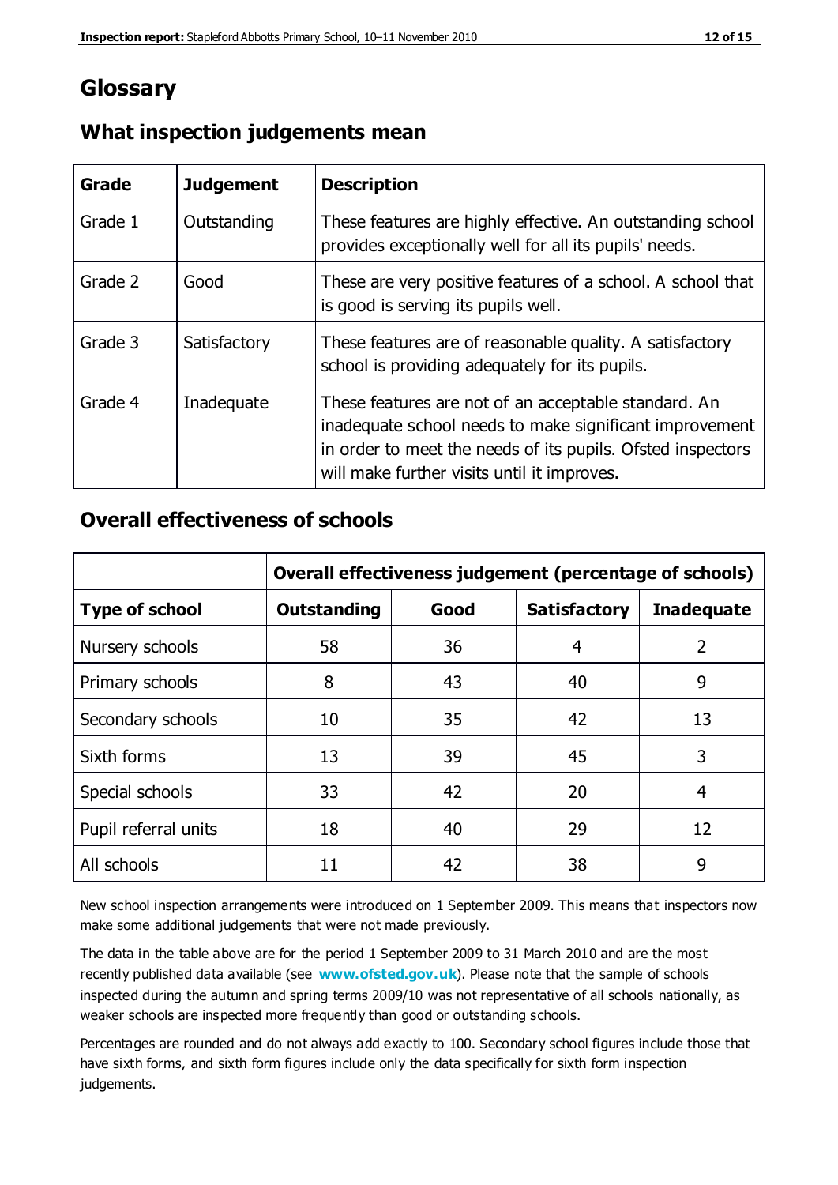# Glossary

## What inspection judgements mean

| Grade | Judgement | Description |
| --- | --- | --- |
| Grade 1 | Outstanding | These features are highly effective. An outstanding school provides exceptionally well for all its pupils' needs. |
| Grade 2 | Good | These are very positive features of a school. A school that is good is serving its pupils well. |
| Grade 3 | Satisfactory | These features are of reasonable quality. A satisfactory school is providing adequately for its pupils. |
| Grade 4 | Inadequate | These features are not of an acceptable standard. An inadequate school needs to make significant improvement in order to meet the needs of its pupils. Ofsted inspectors will make further visits until it improves. |

## Overall effectiveness of schools

| | Overall effectiveness judgement (percentage of schools) | | | |
| --- | --- | --- | --- | --- |
| **Type of school** | **Outstanding** | **Good** | **Satisfactory** | **Inadequate** |
| Nursery schools | 58 | 36 | 4 | 2 |
| Primary schools | 8 | 43 | 40 | 9 |
| Secondary schools | 10 | 35 | 42 | 13 |
| Sixth forms | 13 | 39 | 45 | 3 |
| Special schools | 33 | 42 | 20 | 4 |
| Pupil referral units | 18 | 40 | 29 | 12 |
| All schools | 11 | 42 | 38 | 9 |

New school inspection arrangements were introduced on 1 September 2009. This means that inspectors now make some additional judgements that were not made previously.

The data in the table above are for the period 1 September 2009 to 31 March 2010 and are the most recently published data available (see **www.ofsted.gov.uk**). Please note that the sample of schools inspected during the autumn and spring terms 2009/10 was not representative of all schools nationally, as weaker schools are inspected more frequently than good or outstanding schools.

Percentages are rounded and do not always add exactly to 100. Secondary school figures include those that have sixth forms, and sixth form figures include only the data specifically for sixth form inspection judgements.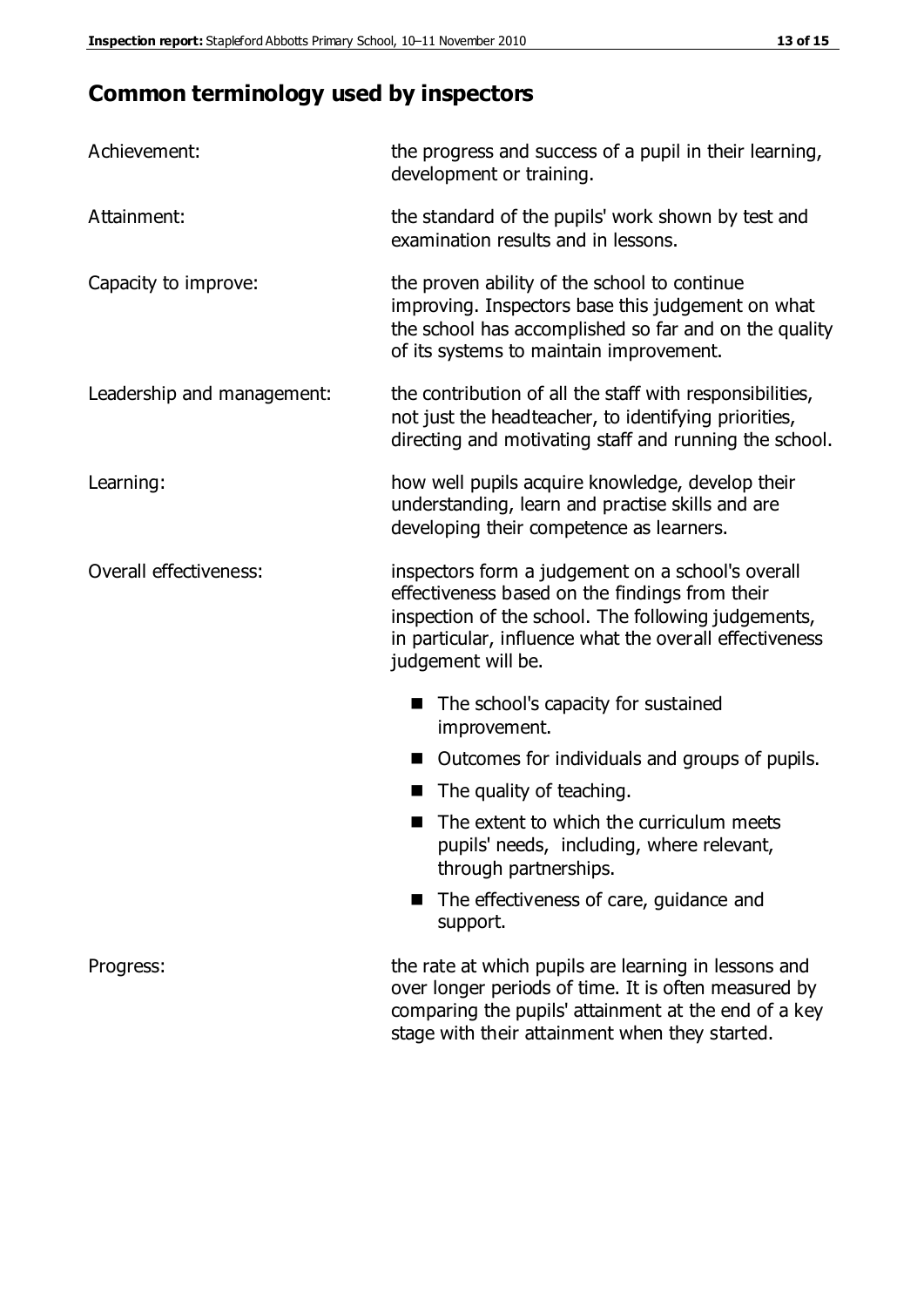## Common terminology used by inspectors

| | |
|---|---|
| Achievement: | the progress and success of a pupil in their learning, development or training. |
| Attainment: | the standard of the pupils' work shown by test and examination results and in lessons. |
| Capacity to improve: | the proven ability of the school to continue improving. Inspectors base this judgement on what the school has accomplished so far and on the quality of its systems to maintain improvement. |
| Leadership and management: | the contribution of all the staff with responsibilities, not just the headteacher, to identifying priorities, directing and motivating staff and running the school. |
| Learning: | how well pupils acquire knowledge, develop their understanding, learn and practise skills and are developing their competence as learners. |
| Overall effectiveness: | inspectors form a judgement on a school's overall effectiveness based on the findings from their inspection of the school. The following judgements, in particular, influence what the overall effectiveness judgement will be. <br>■ The school's capacity for sustained improvement.<br>■ Outcomes for individuals and groups of pupils.<br>■ The quality of teaching.<br>■ The extent to which the curriculum meets pupils' needs, including, where relevant, through partnerships.<br>■ The effectiveness of care, guidance and support. |
| Progress: | the rate at which pupils are learning in lessons and over longer periods of time. It is often measured by comparing the pupils' attainment at the end of a key stage with their attainment when they started. |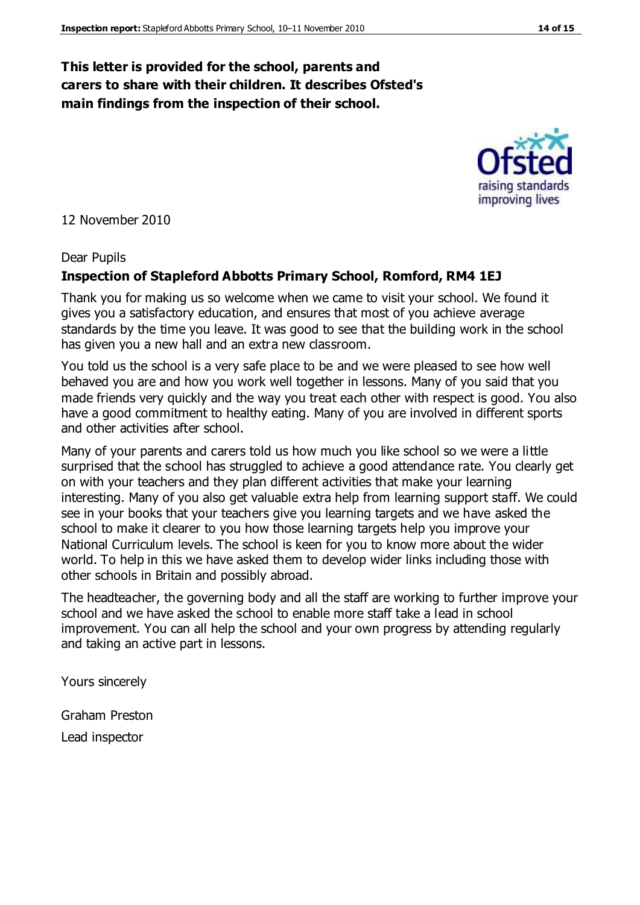**This letter is provided for the school, parents and carers to share with their children. It describes Ofsted's main findings from the inspection of their school.**

12 November 2010

Dear Pupils

**Inspection of Stapleford Abbotts Primary School, Romford, RM4 1EJ**

Thank you for making us so welcome when we came to visit your school. We found it gives you a satisfactory education, and ensures that most of you achieve average standards by the time you leave. It was good to see that the building work in the school has given you a new hall and an extra new classroom.

You told us the school is a very safe place to be and we were pleased to see how well behaved you are and how you work well together in lessons. Many of you said that you made friends very quickly and the way you treat each other with respect is good. You also have a good commitment to healthy eating. Many of you are involved in different sports and other activities after school.

Many of your parents and carers told us how much you like school so we were a little surprised that the school has struggled to achieve a good attendance rate. You clearly get on with your teachers and they plan different activities that make your learning interesting. Many of you also get valuable extra help from learning support staff. We could see in your books that your teachers give you learning targets and we have asked the school to make it clearer to you how those learning targets help you improve your National Curriculum levels. The school is keen for you to know more about the wider world. To help in this we have asked them to develop wider links including those with other schools in Britain and possibly abroad.

The headteacher, the governing body and all the staff are working to further improve your school and we have asked the school to enable more staff take a lead in school improvement. You can all help the school and your own progress by attending regularly and taking an active part in lessons.

Yours sincerely

Graham Preston

Lead inspector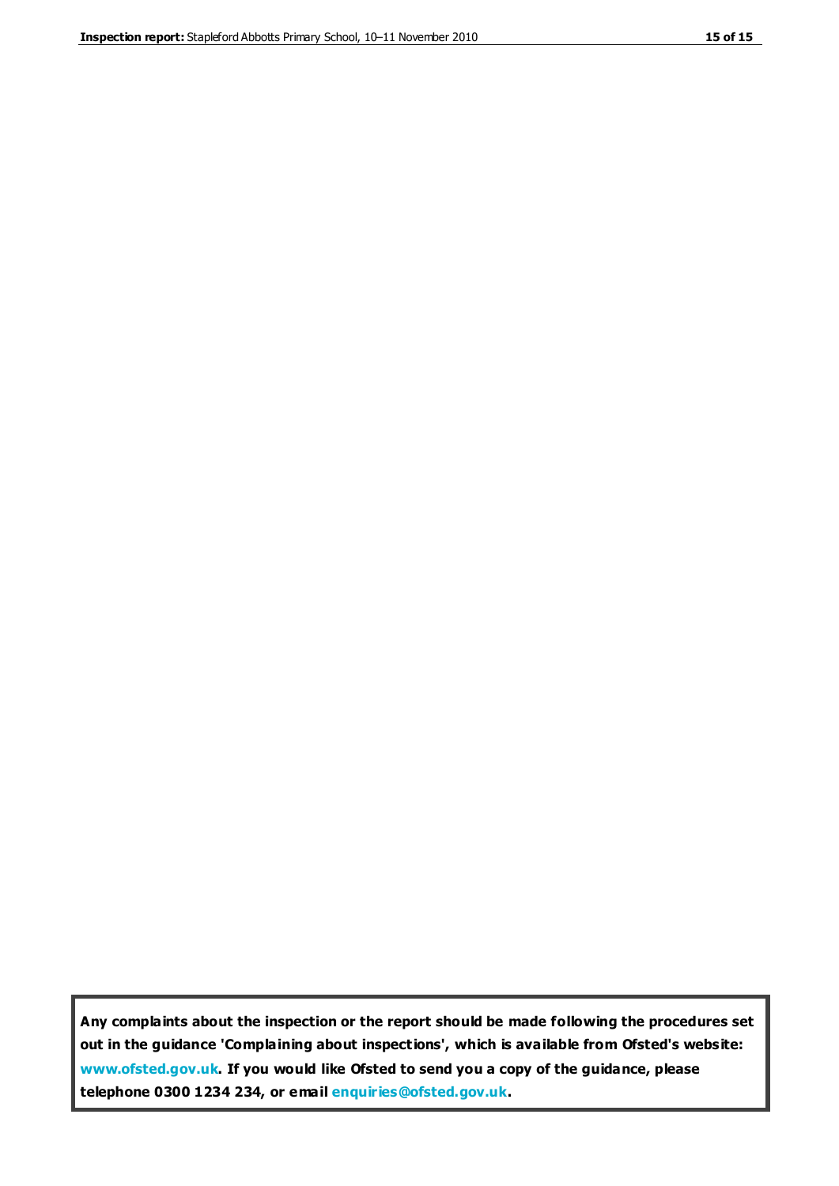**Any complaints about the inspection or the report should be made following the procedures set out in the guidance 'Complaining about inspections', which is available from Ofsted's website: www.ofsted.gov.uk. If you would like Ofsted to send you a copy of the guidance, please telephone 0300 1234 234, or email enquiries@ofsted.gov.uk.**